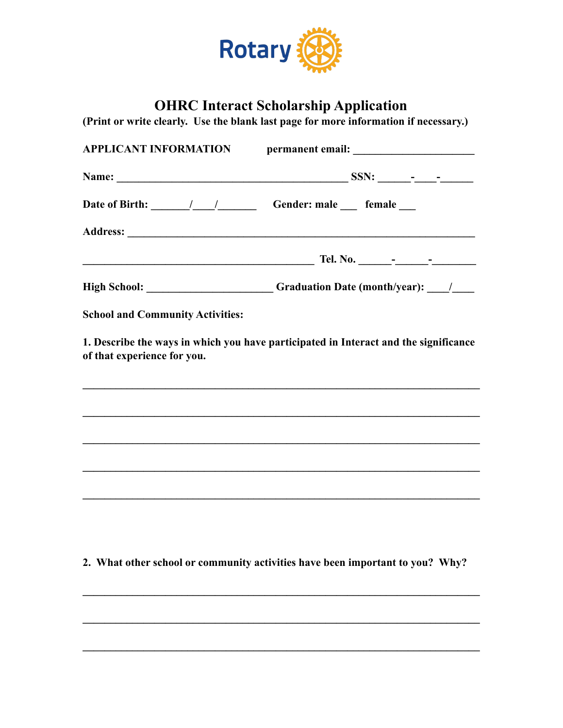Rotary

# OHRC Interact Scholarship Application

**(Print or write clearly. Use the blank last page for more information if necessary.)**

**APPLICANT INFORMATION** **permanent email:** ______________________

**Name:** __________________________________________ **SSN:** ______-____-______

**Date of Birth:** _______/____/_______ **Gender: male** ___ **female** ___

**Address:** ________________________________________________________________

__________________________________________ **Tel. No.** ______-______-________

**High School:** _______________________ **Graduation Date (month/year):** ____/____

**School and Community Activities:**

**1. Describe the ways in which you have participated in Interact and the significance of that experience for you.**

________________________________________________________________________

________________________________________________________________________

________________________________________________________________________

________________________________________________________________________

________________________________________________________________________

**2. What other school or community activities have been important to you? Why?**

________________________________________________________________________

________________________________________________________________________

________________________________________________________________________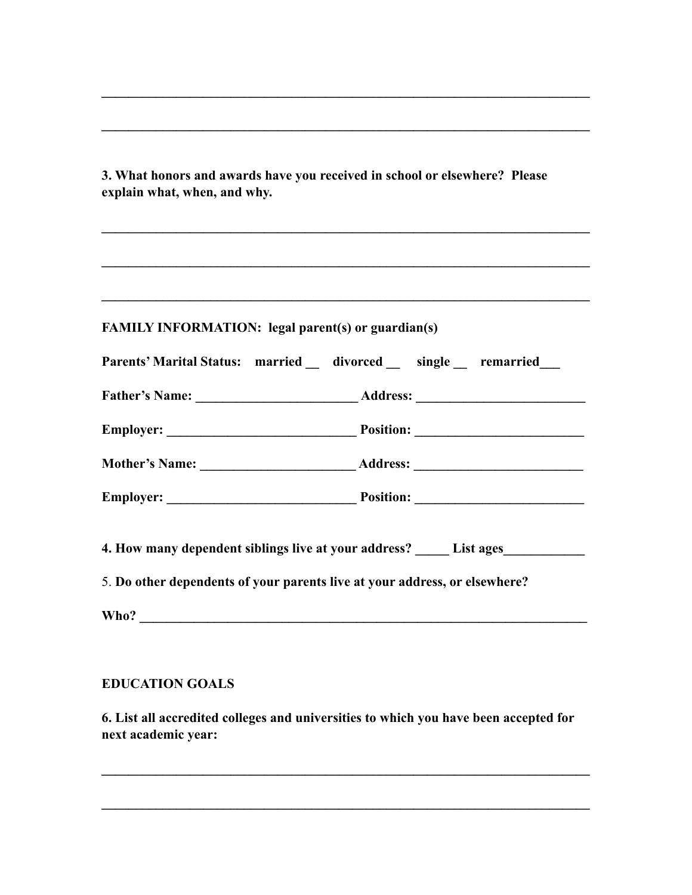\_\_\_\_\_\_\_\_\_\_\_\_\_\_\_\_\_\_\_\_\_\_\_\_\_\_\_\_\_\_\_\_\_\_\_\_\_\_\_\_\_\_\_\_\_\_\_\_\_\_\_\_\_\_\_\_\_\_\_\_\_\_\_\_\_\_\_\_\_\_

\_\_\_\_\_\_\_\_\_\_\_\_\_\_\_\_\_\_\_\_\_\_\_\_\_\_\_\_\_\_\_\_\_\_\_\_\_\_\_\_\_\_\_\_\_\_\_\_\_\_\_\_\_\_\_\_\_\_\_\_\_\_\_\_\_\_\_\_\_\_

**3. What honors and awards have you received in school or elsewhere? Please explain what, when, and why.**

\_\_\_\_\_\_\_\_\_\_\_\_\_\_\_\_\_\_\_\_\_\_\_\_\_\_\_\_\_\_\_\_\_\_\_\_\_\_\_\_\_\_\_\_\_\_\_\_\_\_\_\_\_\_\_\_\_\_\_\_\_\_\_\_\_\_\_\_\_\_

\_\_\_\_\_\_\_\_\_\_\_\_\_\_\_\_\_\_\_\_\_\_\_\_\_\_\_\_\_\_\_\_\_\_\_\_\_\_\_\_\_\_\_\_\_\_\_\_\_\_\_\_\_\_\_\_\_\_\_\_\_\_\_\_\_\_\_\_\_\_

\_\_\_\_\_\_\_\_\_\_\_\_\_\_\_\_\_\_\_\_\_\_\_\_\_\_\_\_\_\_\_\_\_\_\_\_\_\_\_\_\_\_\_\_\_\_\_\_\_\_\_\_\_\_\_\_\_\_\_\_\_\_\_\_\_\_\_\_\_\_

**FAMILY INFORMATION: legal parent(s) or guardian(s)**

**Parents' Marital Status: married \_\_ divorced \_\_ single \_\_ remarried\_\_\_**

**Father's Name: \_\_\_\_\_\_\_\_\_\_\_\_\_\_\_\_\_\_\_\_\_\_\_\_ Address: \_\_\_\_\_\_\_\_\_\_\_\_\_\_\_\_\_\_\_\_\_\_\_\_\_**

**Employer: \_\_\_\_\_\_\_\_\_\_\_\_\_\_\_\_\_\_\_\_\_\_\_\_\_\_\_\_ Position: \_\_\_\_\_\_\_\_\_\_\_\_\_\_\_\_\_\_\_\_\_\_\_\_\_**

**Mother's Name: \_\_\_\_\_\_\_\_\_\_\_\_\_\_\_\_\_\_\_\_\_\_ Address: \_\_\_\_\_\_\_\_\_\_\_\_\_\_\_\_\_\_\_\_\_\_\_\_\_**

**Employer: \_\_\_\_\_\_\_\_\_\_\_\_\_\_\_\_\_\_\_\_\_\_\_\_\_\_\_\_ Position: \_\_\_\_\_\_\_\_\_\_\_\_\_\_\_\_\_\_\_\_\_\_\_\_\_**

**4. How many dependent siblings live at your address? \_\_\_\_\_ List ages\_\_\_\_\_\_\_\_\_\_\_\_**

5. **Do other dependents of your parents live at your address, or elsewhere?**

**Who? \_\_\_\_\_\_\_\_\_\_\_\_\_\_\_\_\_\_\_\_\_\_\_\_\_\_\_\_\_\_\_\_\_\_\_\_\_\_\_\_\_\_\_\_\_\_\_\_\_\_\_\_\_\_\_\_\_\_\_\_\_\_\_\_\_\_\_**

**EDUCATION GOALS**

**6. List all accredited colleges and universities to which you have been accepted for next academic year:**

\_\_\_\_\_\_\_\_\_\_\_\_\_\_\_\_\_\_\_\_\_\_\_\_\_\_\_\_\_\_\_\_\_\_\_\_\_\_\_\_\_\_\_\_\_\_\_\_\_\_\_\_\_\_\_\_\_\_\_\_\_\_\_\_\_\_\_\_\_\_

\_\_\_\_\_\_\_\_\_\_\_\_\_\_\_\_\_\_\_\_\_\_\_\_\_\_\_\_\_\_\_\_\_\_\_\_\_\_\_\_\_\_\_\_\_\_\_\_\_\_\_\_\_\_\_\_\_\_\_\_\_\_\_\_\_\_\_\_\_\_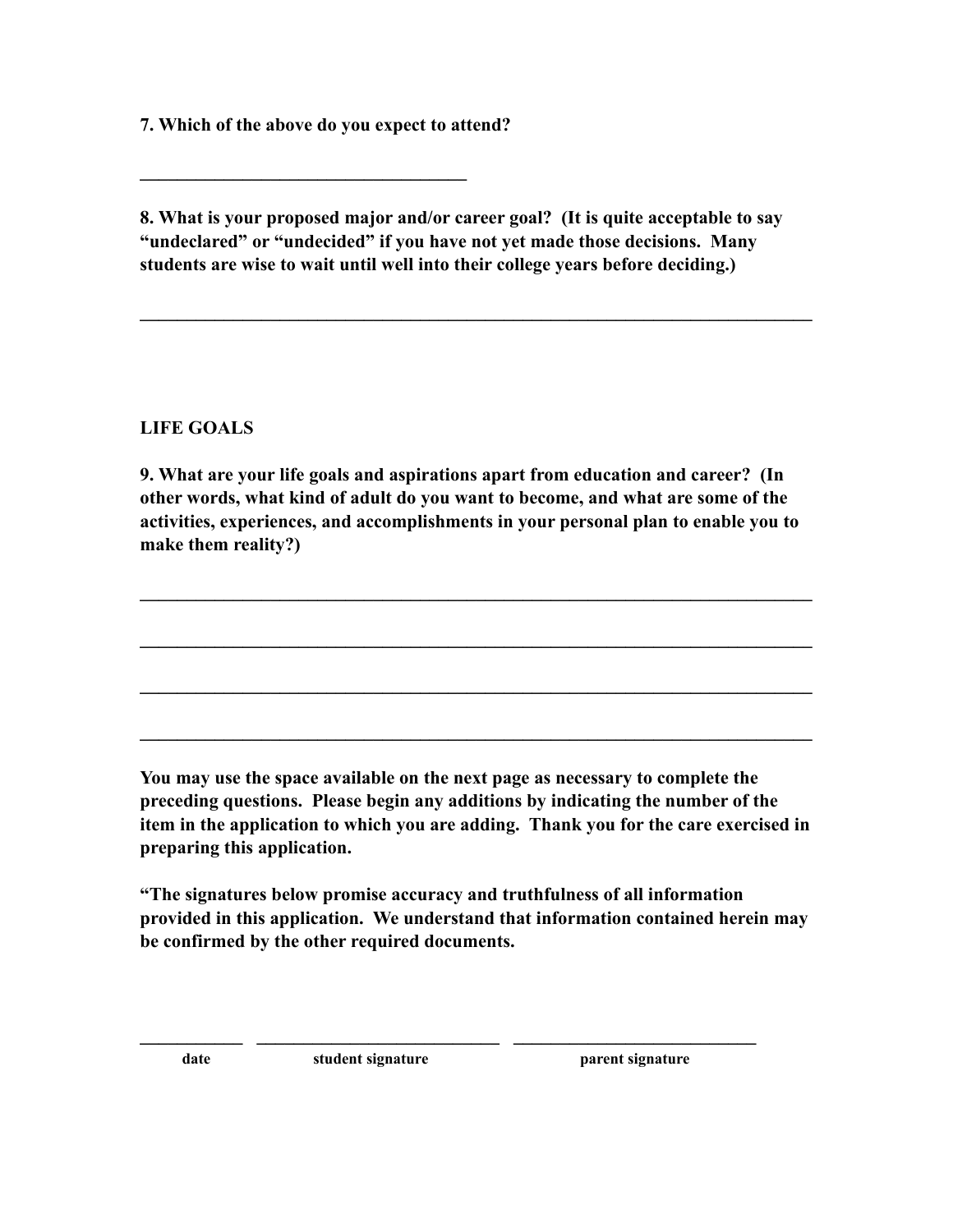**7. Which of the above do you expect to attend?**

___________________________________

**8. What is your proposed major and/or career goal? (It is quite acceptable to say "undeclared" or "undecided" if you have not yet made those decisions. Many students are wise to wait until well into their college years before deciding.)**

_________________________________________________________________________

**LIFE GOALS**

**9. What are your life goals and aspirations apart from education and career? (In other words, what kind of adult do you want to become, and what are some of the activities, experiences, and accomplishments in your personal plan to enable you to make them reality?)**

_________________________________________________________________________

_________________________________________________________________________

_________________________________________________________________________

_________________________________________________________________________

**You may use the space available on the next page as necessary to complete the preceding questions. Please begin any additions by indicating the number of the item in the application to which you are adding. Thank you for the care exercised in preparing this application.**

**"The signatures below promise accuracy and truthfulness of all information provided in this application. We understand that information contained herein may be confirmed by the other required documents.**

___________ ___________________________ ___________________________

**date** **student signature** **parent signature**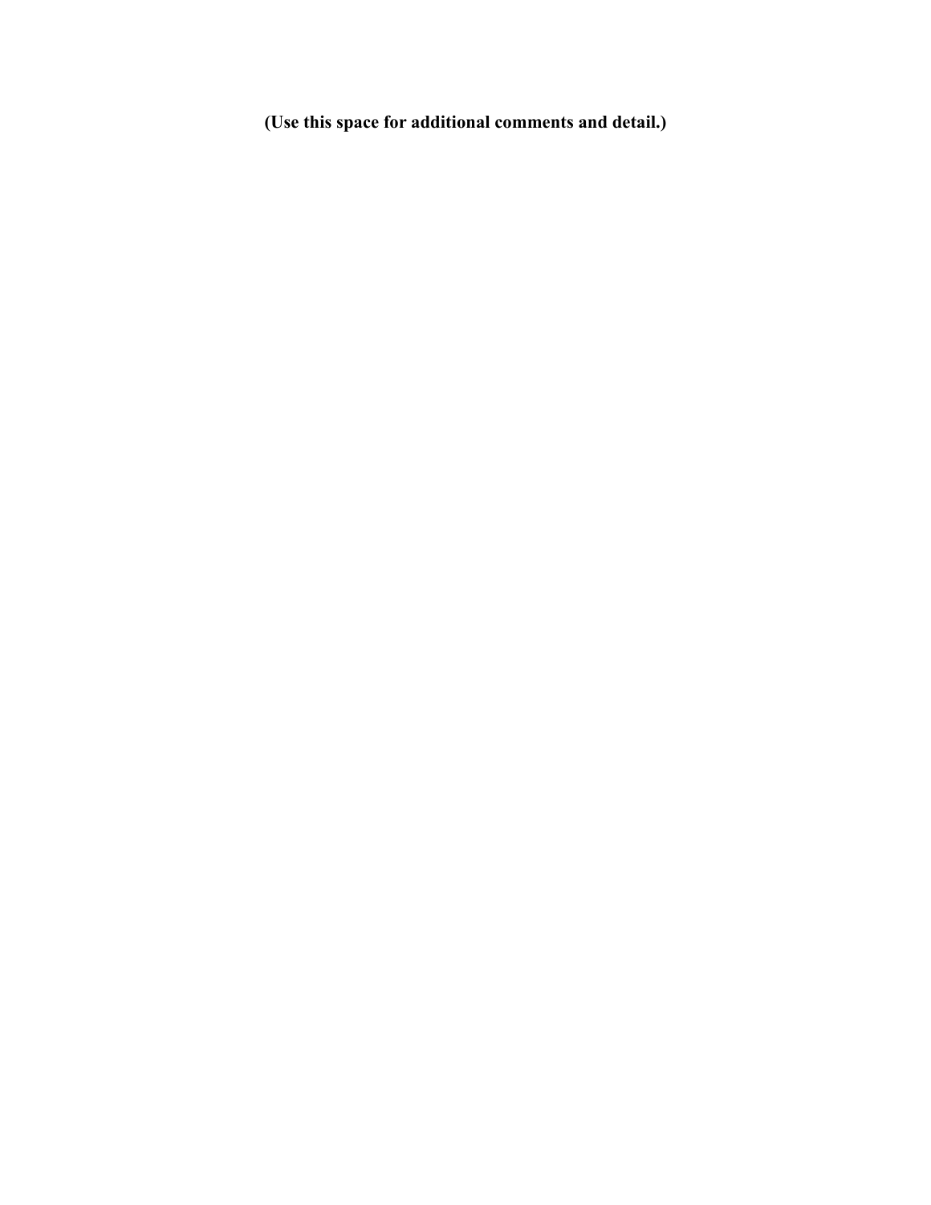**(Use this space for additional comments and detail.)**